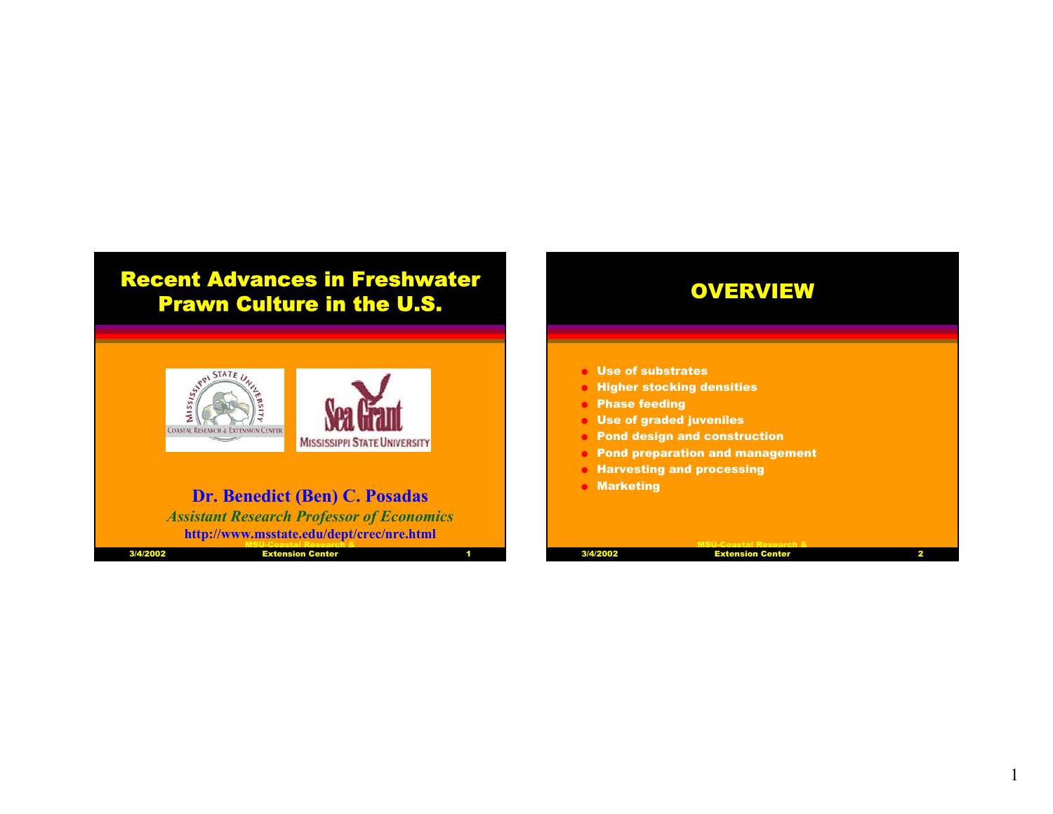# Recent Advances in Freshwater Prawn Culture in the U.S.

**Dr. Benedict (Ben) C. Posadas**

*Assistant Research Professor of Economics*

**http://www.msstate.edu/dept/crec/nre.html**

# OVERVIEW

- Use of substrates
- Higher stocking densities
- Phase feeding
- Use of graded juveniles
- Pond design and construction
- Pond preparation and management
- Harvesting and processing
- Marketing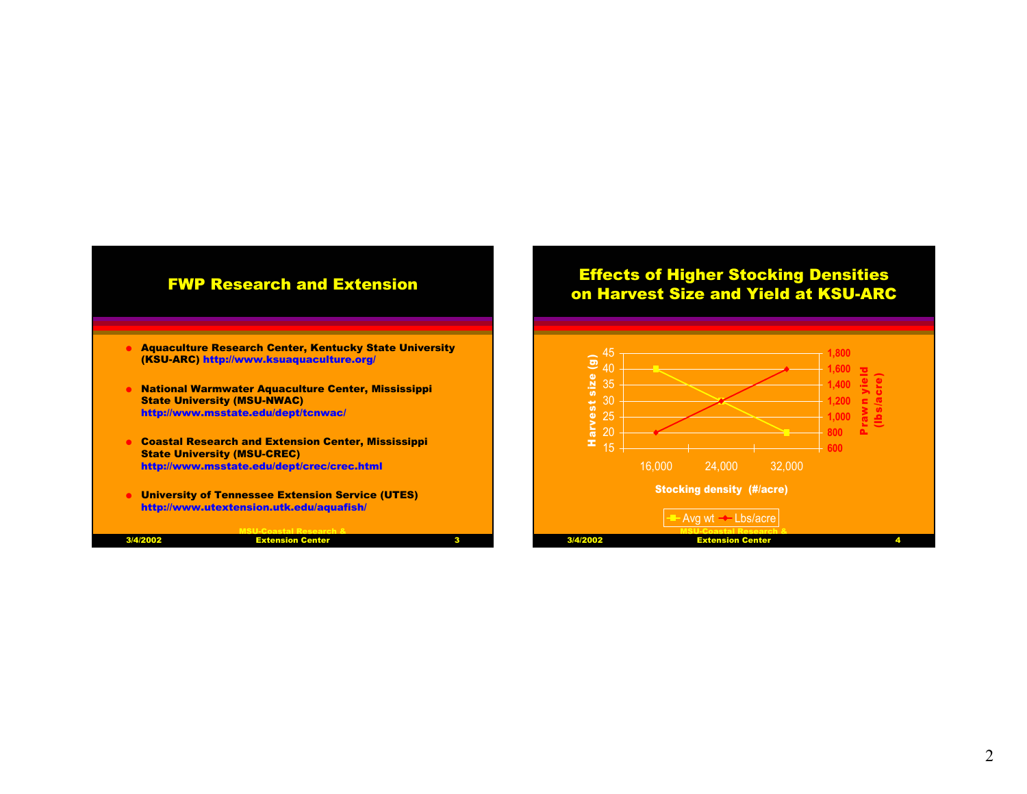## FWP Research and Extension

- **Aquaculture Research Center, Kentucky State University (KSU-ARC)** http://www.ksuaquaculture.org/
- **National Warmwater Aquaculture Center, Mississippi State University (MSU-NWAC)** http://www.msstate.edu/dept/tcnwac/
- **Coastal Research and Extension Center, Mississippi State University (MSU-CREC)** http://www.msstate.edu/dept/crec/crec.html
- **University of Tennessee Extension Service (UTES)** http://www.utextension.utk.edu/aquafish/

## Effects of Higher Stocking Densities on Harvest Size and Yield at KSU-ARC

| Stocking density (#/acre) | Avg wt – Harvest size (g) | Lbs/acre – Prawn yield (lbs/acre) |
| --- | --- | --- |
| 16,000 | 40 | 800 |
| 24,000 | 30 | 1,200 |
| 32,000 | 20 | 1,600 |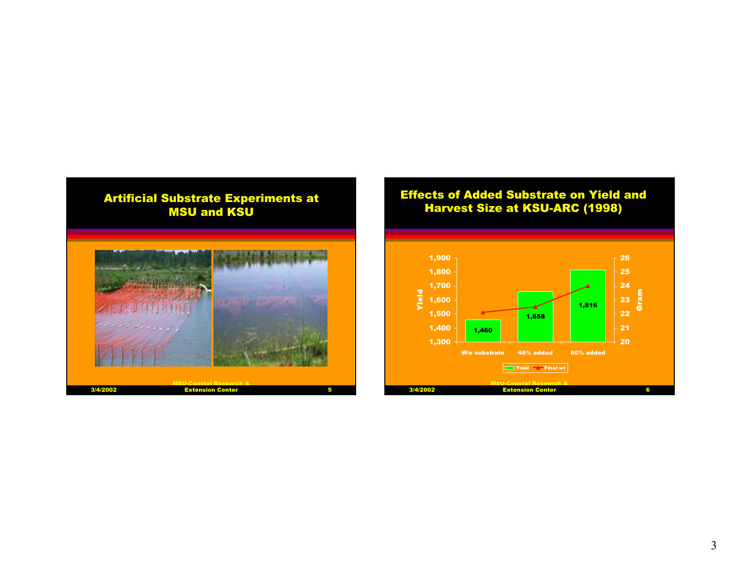## Artificial Substrate Experiments at MSU and KSU

## Effects of Added Substrate on Yield and Harvest Size at KSU-ARC (1998)

| | W/o substrate | 40% added | 80% added |
|---|---|---|---|
| Yield | 1,460 | 1,658 | 1,816 |

Yield | Gram

Legend: Yield, Final wt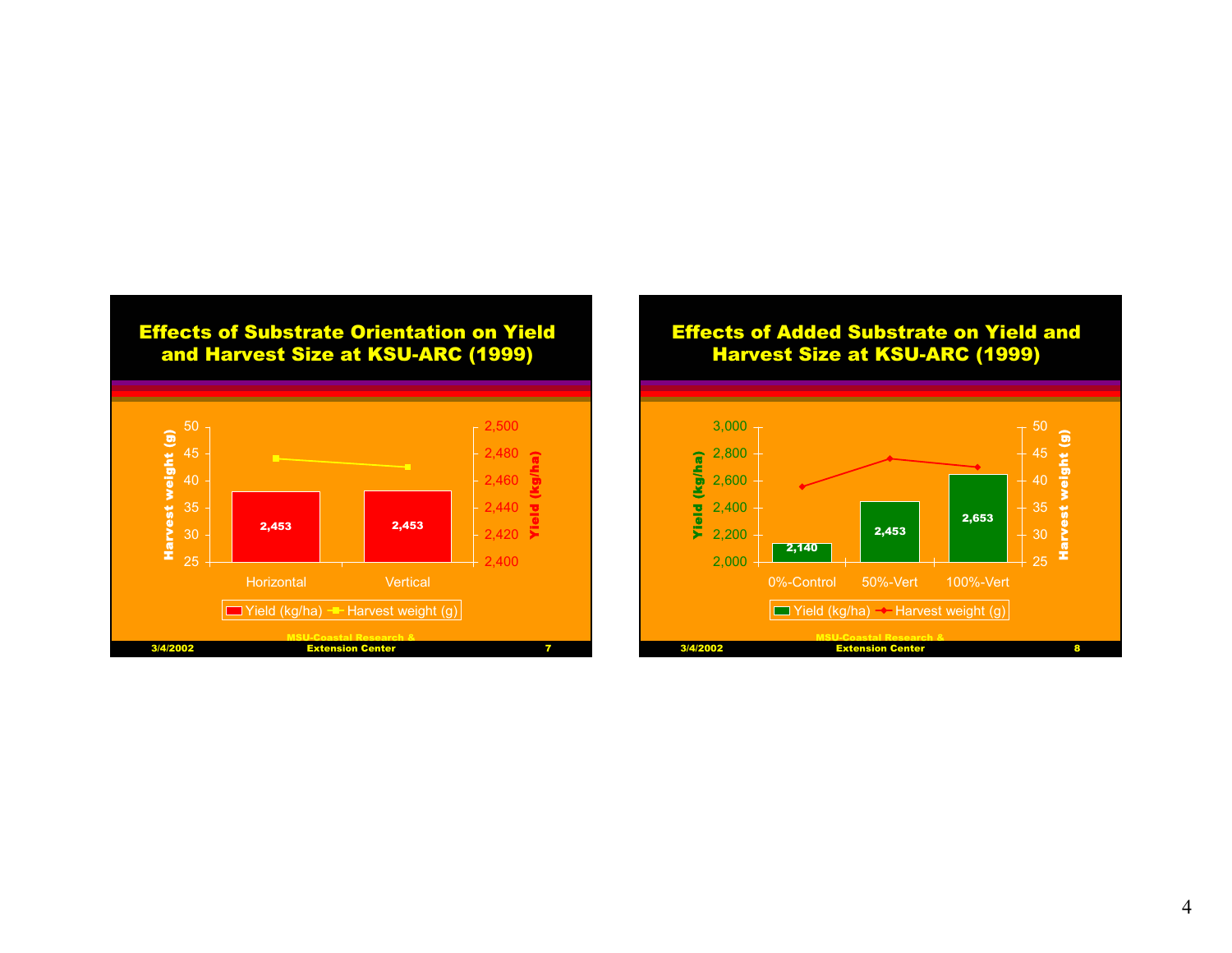## Effects of Substrate Orientation on Yield and Harvest Size at KSU-ARC (1999)

| | Yield (kg/ha) | Harvest weight (g) |
|---|---|---|
| Horizontal | 2,453 | |
| Vertical | 2,453 | |

Harvest weight (g) axis: 25–50; Yield (kg/ha) axis: 2,400–2,500

3/4/2002 MSU-Coastal Research & Extension Center 7

## Effects of Added Substrate on Yield and Harvest Size at KSU-ARC (1999)

| | Yield (kg/ha) | Harvest weight (g) |
|---|---|---|
| 0%-Control | 2,140 | |
| 50%-Vert | 2,453 | |
| 100%-Vert | 2,653 | |

Yield (kg/ha) axis: 2,000–3,000; Harvest weight (g) axis: 25–50

3/4/2002 MSU-Coastal Research & Extension Center 8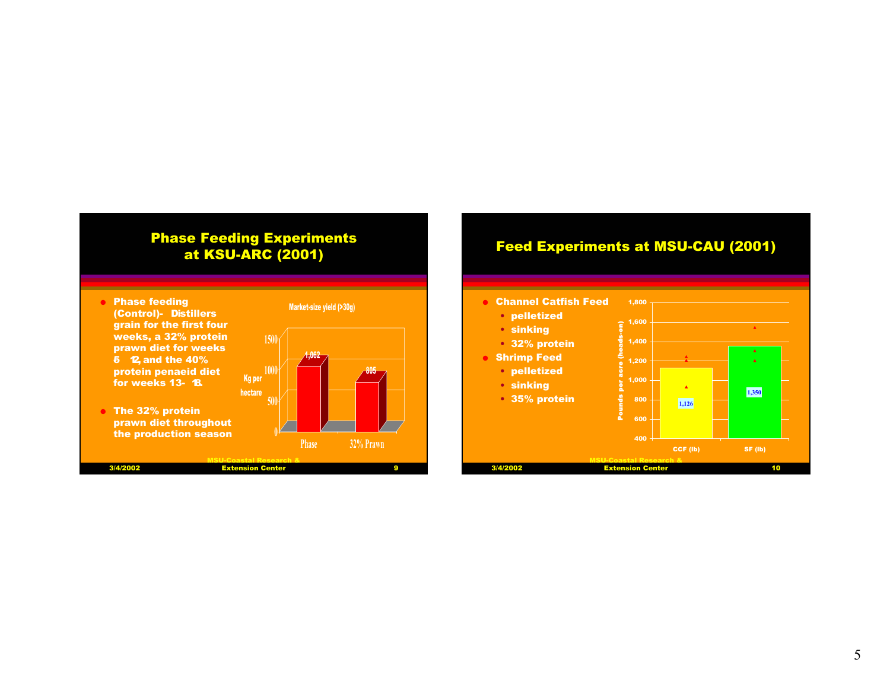## Phase Feeding Experiments at KSU-ARC (2001)

- Phase feeding (Control)- Distillers grain for the first four weeks, a 32% protein prawn diet for weeks 5 – 12, and the 40% protein penaeid diet for weeks 13- 18.
- The 32% protein prawn diet throughout the production season

Market-size yield (>30g)

| | Kg per hectare |
|---|---|
| Phase | 1,062 |
| 32% Prawn | 805 |

3/4/2002 MSU-Coastal Research & Extension Center

## Feed Experiments at MSU-CAU (2001)

- Channel Catfish Feed
  - pelletized
  - sinking
  - 32% protein
- Shrimp Feed
  - pelletized
  - sinking
  - 35% protein

| | Pounds per acre (heads-on) |
|---|---|
| CCF (lb) | 1,126 |
| SF (lb) | 1,350 |

3/4/2002 MSU-Coastal Research & Extension Center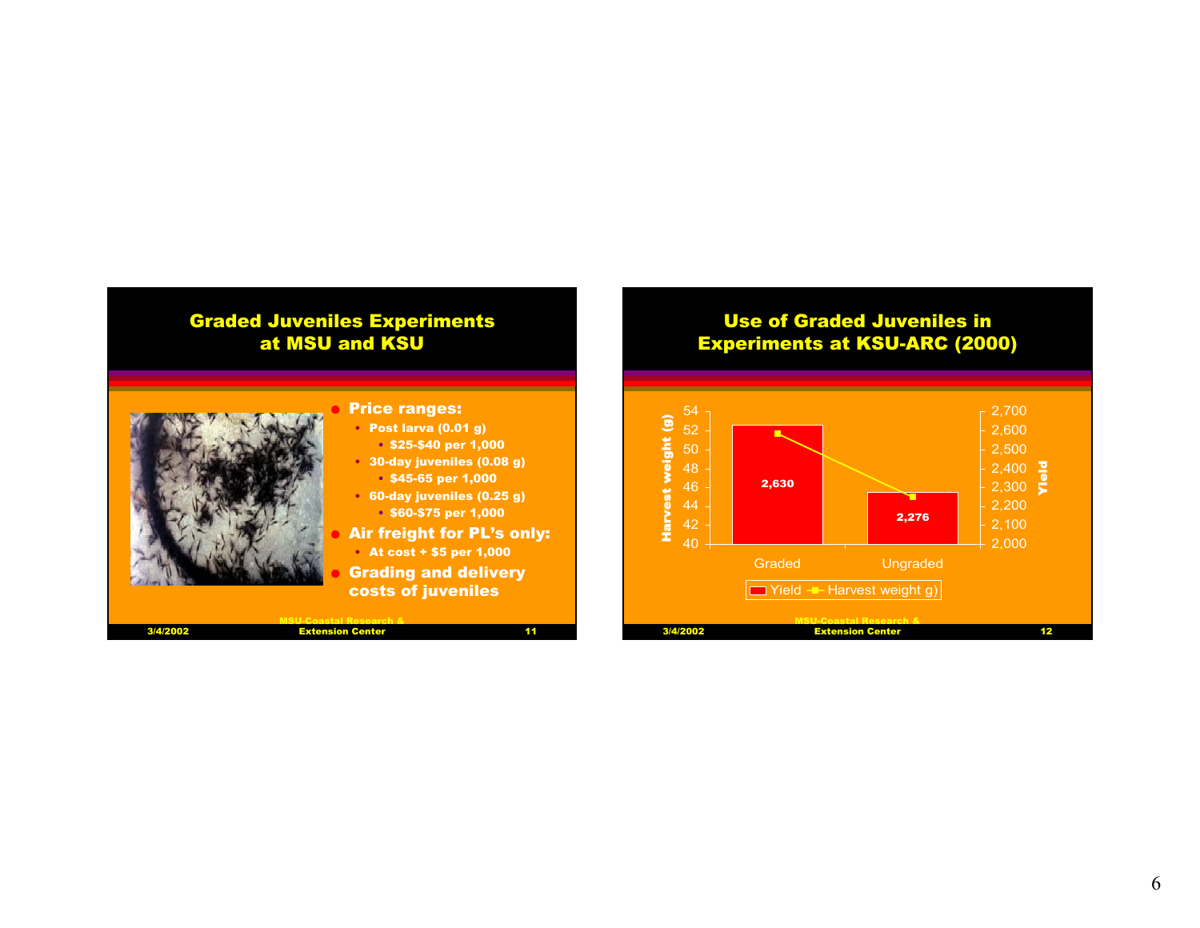## Graded Juveniles Experiments at MSU and KSU

- **Price ranges:**
  - **Post larva (0.01 g)**
    - **$25-$40 per 1,000**
  - **30-day juveniles (0.08 g)**
    - **$45-65 per 1,000**
  - **60-day juveniles (0.25 g)**
    - **$60-$75 per 1,000**
- **Air freight for PL's only:**
  - **At cost + $5 per 1,000**
- **Grading and delivery costs of juveniles**

## Use of Graded Juveniles in Experiments at KSU-ARC (2000)

| | Graded | Ungraded |
|---|---|---|
| Yield | 2,630 | 2,276 |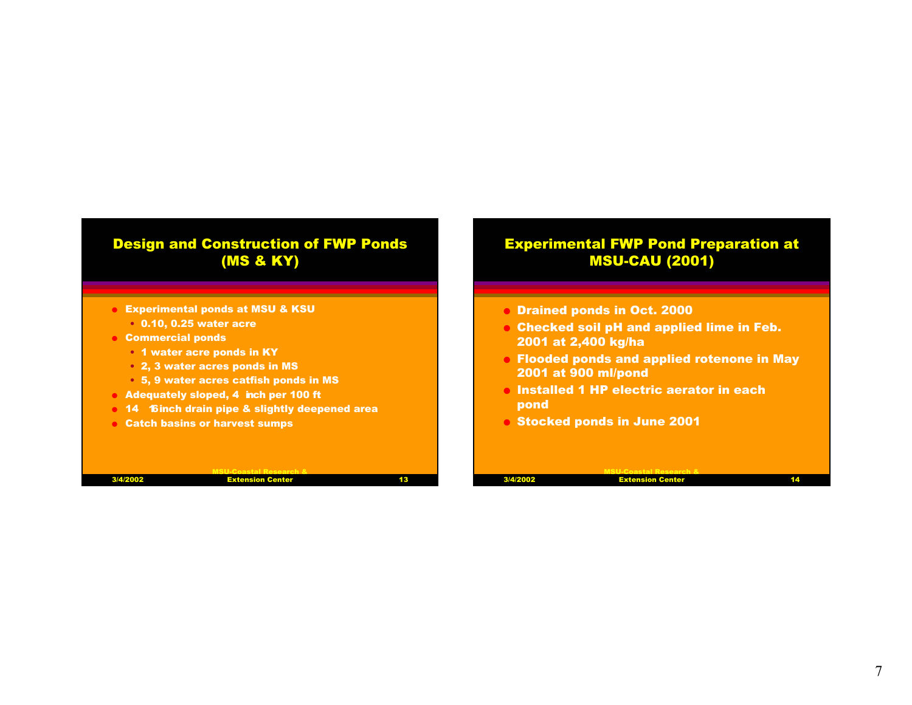## Design and Construction of FWP Ponds (MS & KY)

- Experimental ponds at MSU & KSU
  - 0.10, 0.25 water acre
- Commercial ponds
  - 1 water acre ponds in KY
  - 2, 3 water acres ponds in MS
  - 5, 9 water acres catfish ponds in MS
- Adequately sloped, 4 inch per 100 ft
- 14 – 16 inch drain pipe & slightly deepened area
- Catch basins or harvest sumps

3/4/2002 MSU-Coastal Research & Extension Center 13

## Experimental FWP Pond Preparation at MSU-CAU (2001)

- Drained ponds in Oct. 2000
- Checked soil pH and applied lime in Feb. 2001 at 2,400 kg/ha
- Flooded ponds and applied rotenone in May 2001 at 900 ml/pond
- Installed 1 HP electric aerator in each pond
- Stocked ponds in June 2001

3/4/2002 MSU-Coastal Research & Extension Center 14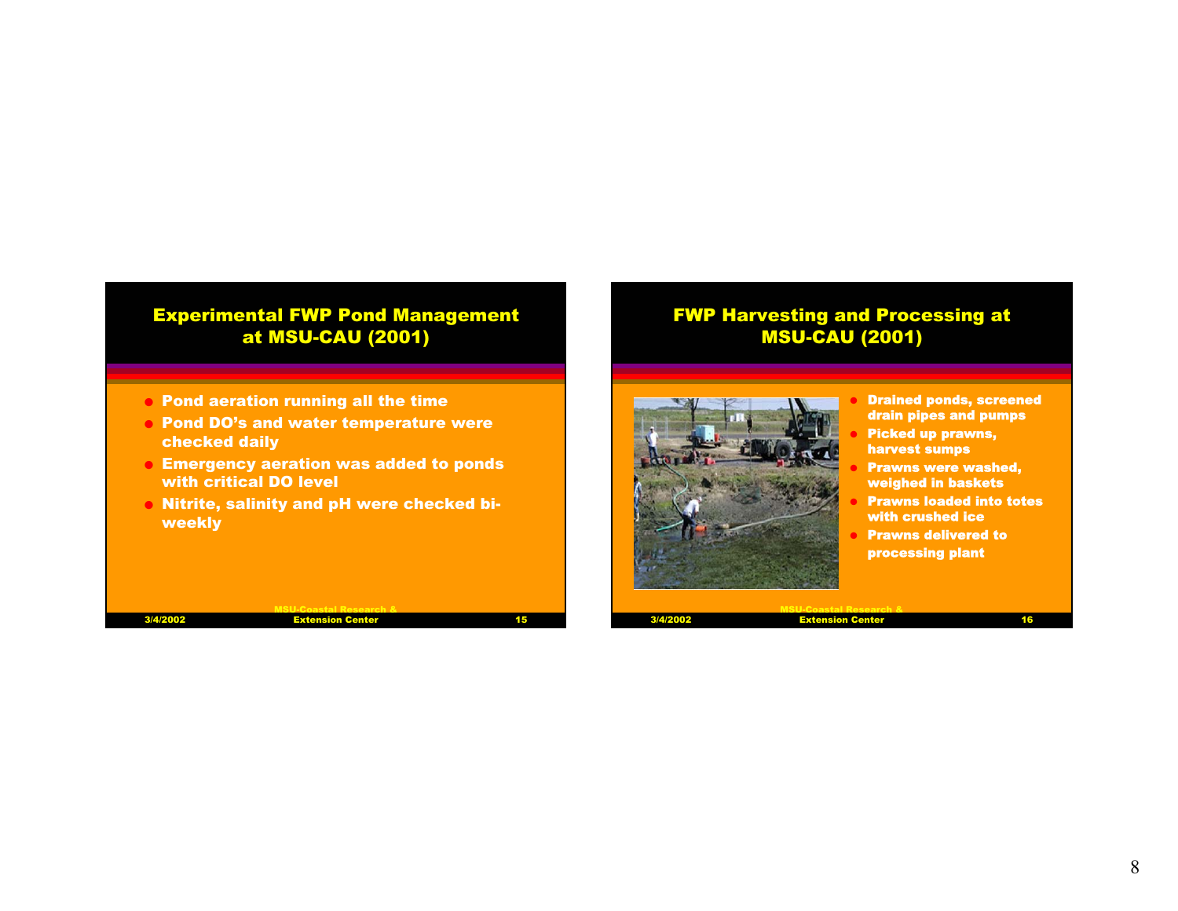## Experimental FWP Pond Management at MSU-CAU (2001)

- Pond aeration running all the time
- Pond DO's and water temperature were checked daily
- Emergency aeration was added to ponds with critical DO level
- Nitrite, salinity and pH were checked bi-weekly

## FWP Harvesting and Processing at MSU-CAU (2001)

- Drained ponds, screened drain pipes and pumps
- Picked up prawns, harvest sumps
- Prawns were washed, weighed in baskets
- Prawns loaded into totes with crushed ice
- Prawns delivered to processing plant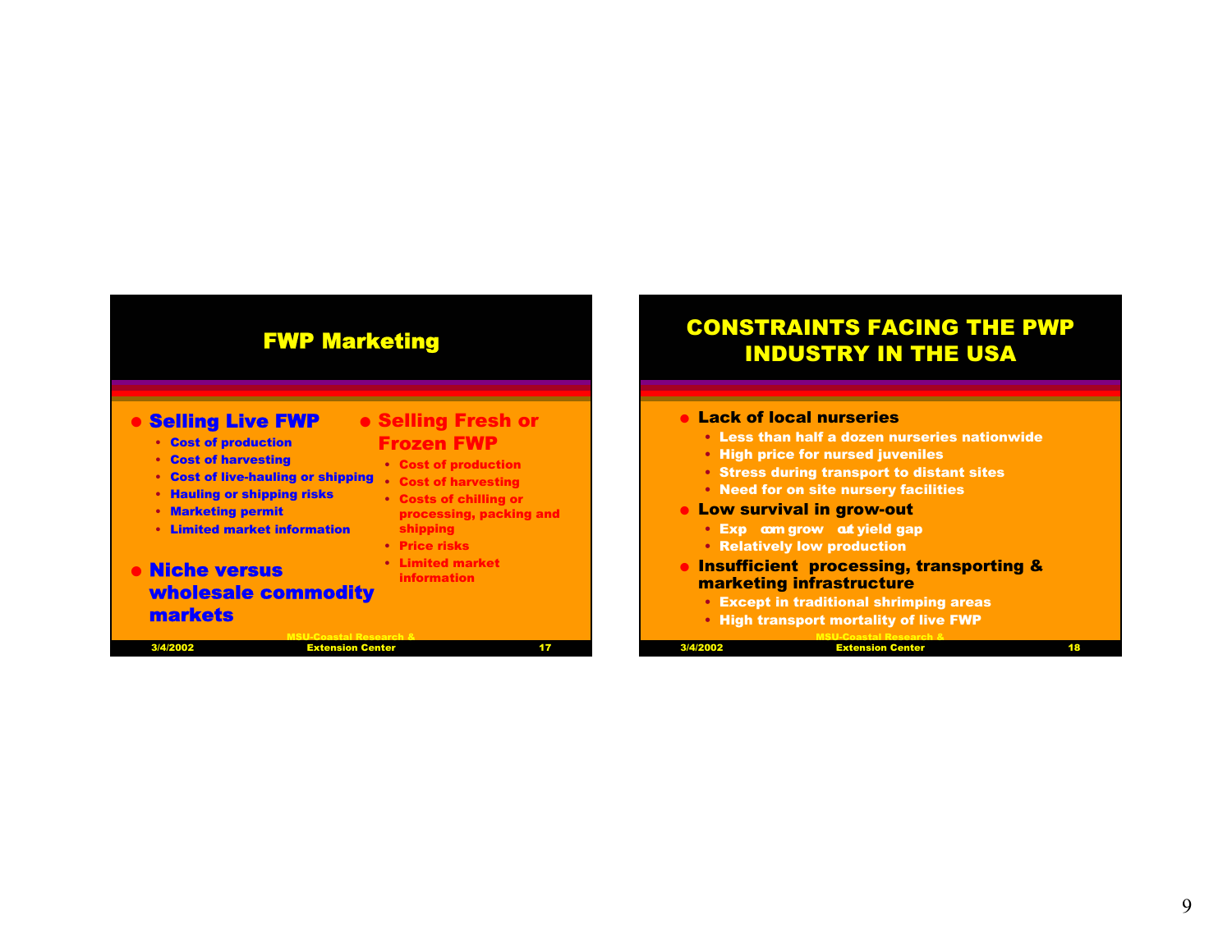## FWP Marketing

- **Selling Live FWP**
  - Cost of production
  - Cost of harvesting
  - Cost of live-hauling or shipping
  - Hauling or shipping risks
  - Marketing permit
  - Limited market information
- **Niche versus wholesale commodity markets**
- **Selling Fresh or Frozen FWP**
  - Cost of production
  - Cost of harvesting
  - Costs of chilling or processing, packing and shipping
  - Price risks
  - Limited market information

3/4/2002 MSU-Coastal Research & Extension Center 17

## CONSTRAINTS FACING THE PWP INDUSTRY IN THE USA

- **Lack of local nurseries**
  - Less than half a dozen nurseries nationwide
  - High price for nursed juveniles
  - Stress during transport to distant sites
  - Need for on site nursery facilities
- **Low survival in grow-out**
  - Exp com grow out yield gap
  - Relatively low production
- **Insufficient processing, transporting & marketing infrastructure**
  - Except in traditional shrimping areas
  - High transport mortality of live FWP

3/4/2002 MSU-Coastal Research & Extension Center 18